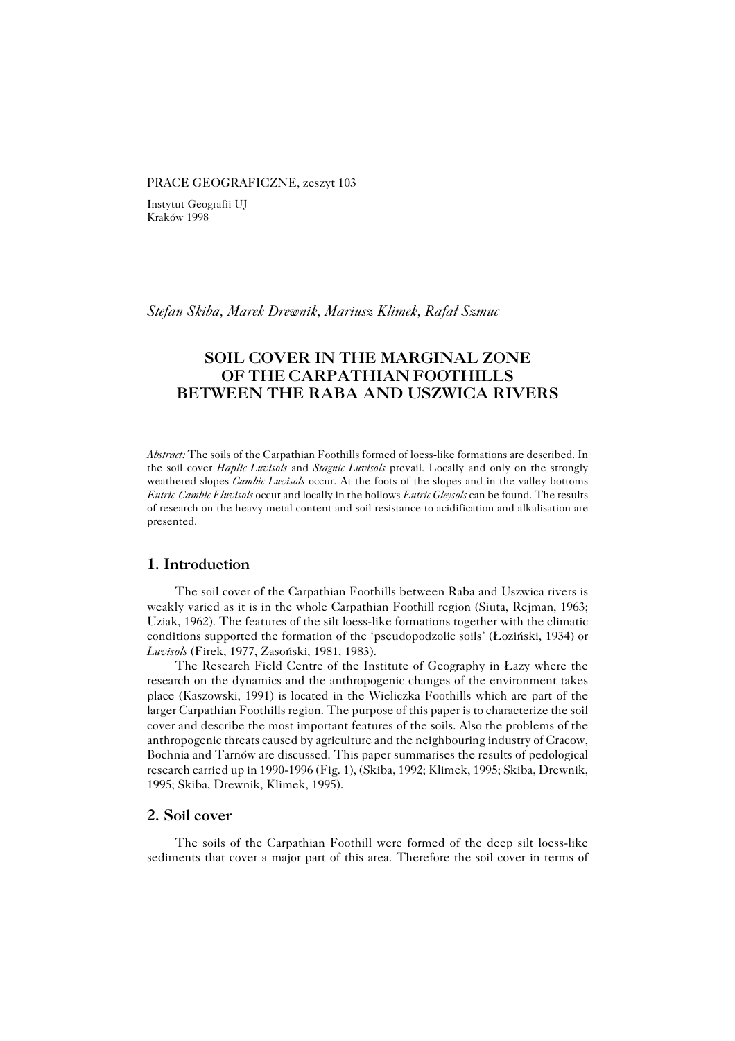PRACE GEOGRAFICZNE, zeszyt 103

Instytut Geografii UJ
Kraków 1998

*Stefan Skiba, Marek Drewnik, Mariusz Klimek, Rafał Szmuc*

# SOIL COVER IN THE MARGINAL ZONE OF THE CARPATHIAN FOOTHILLS BETWEEN THE RABA AND USZWICA RIVERS

*Abstract:* The soils of the Carpathian Foothills formed of loess-like formations are described. In the soil cover *Haplic Luvisols* and *Stagnic Luvisols* prevail. Locally and only on the strongly weathered slopes *Cambic Luvisols* occur. At the foots of the slopes and in the valley bottoms *Eutric-Cambic Fluvisols* occur and locally in the hollows *Eutric Gleysols* can be found. The results of research on the heavy metal content and soil resistance to acidification and alkalisation are presented.

## 1. Introduction

The soil cover of the Carpathian Foothills between Raba and Uszwica rivers is weakly varied as it is in the whole Carpathian Foothill region (Siuta, Rejman, 1963; Uziak, 1962). The features of the silt loess-like formations together with the climatic conditions supported the formation of the 'pseudopodzolic soils' (Łoziński, 1934) or *Luvisols* (Firek, 1977, Zasoński, 1981, 1983).

The Research Field Centre of the Institute of Geography in Łazy where the research on the dynamics and the anthropogenic changes of the environment takes place (Kaszowski, 1991) is located in the Wieliczka Foothills which are part of the larger Carpathian Foothills region. The purpose of this paper is to characterize the soil cover and describe the most important features of the soils. Also the problems of the anthropogenic threats caused by agriculture and the neighbouring industry of Cracow, Bochnia and Tarnów are discussed. This paper summarises the results of pedological research carried up in 1990-1996 (Fig. 1), (Skiba, 1992; Klimek, 1995; Skiba, Drewnik, 1995; Skiba, Drewnik, Klimek, 1995).

## 2. Soil cover

The soils of the Carpathian Foothill were formed of the deep silt loess-like sediments that cover a major part of this area. Therefore the soil cover in terms of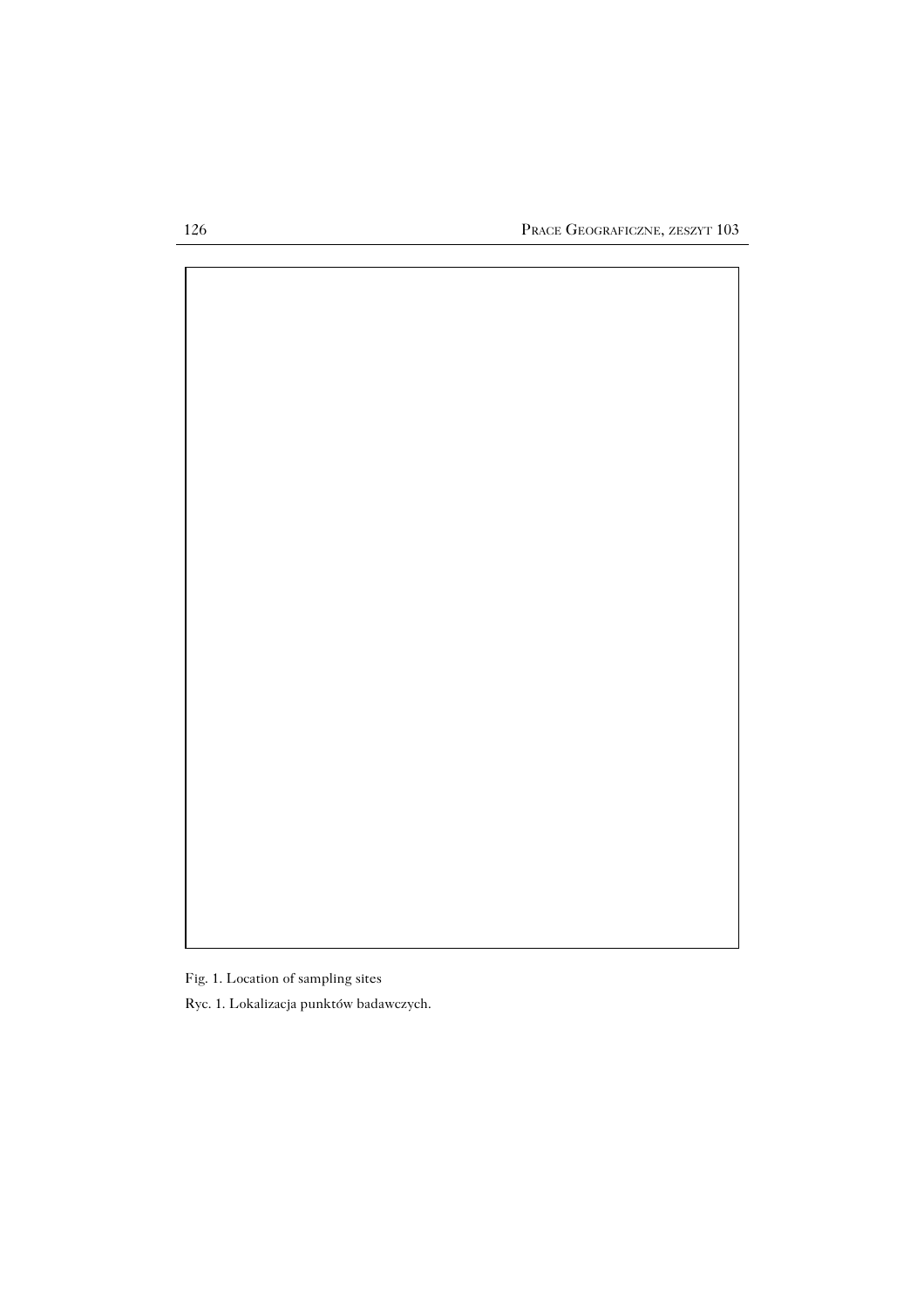Fig. 1. Location of sampling sites

Ryc. 1. Lokalizacja punktów badawczych.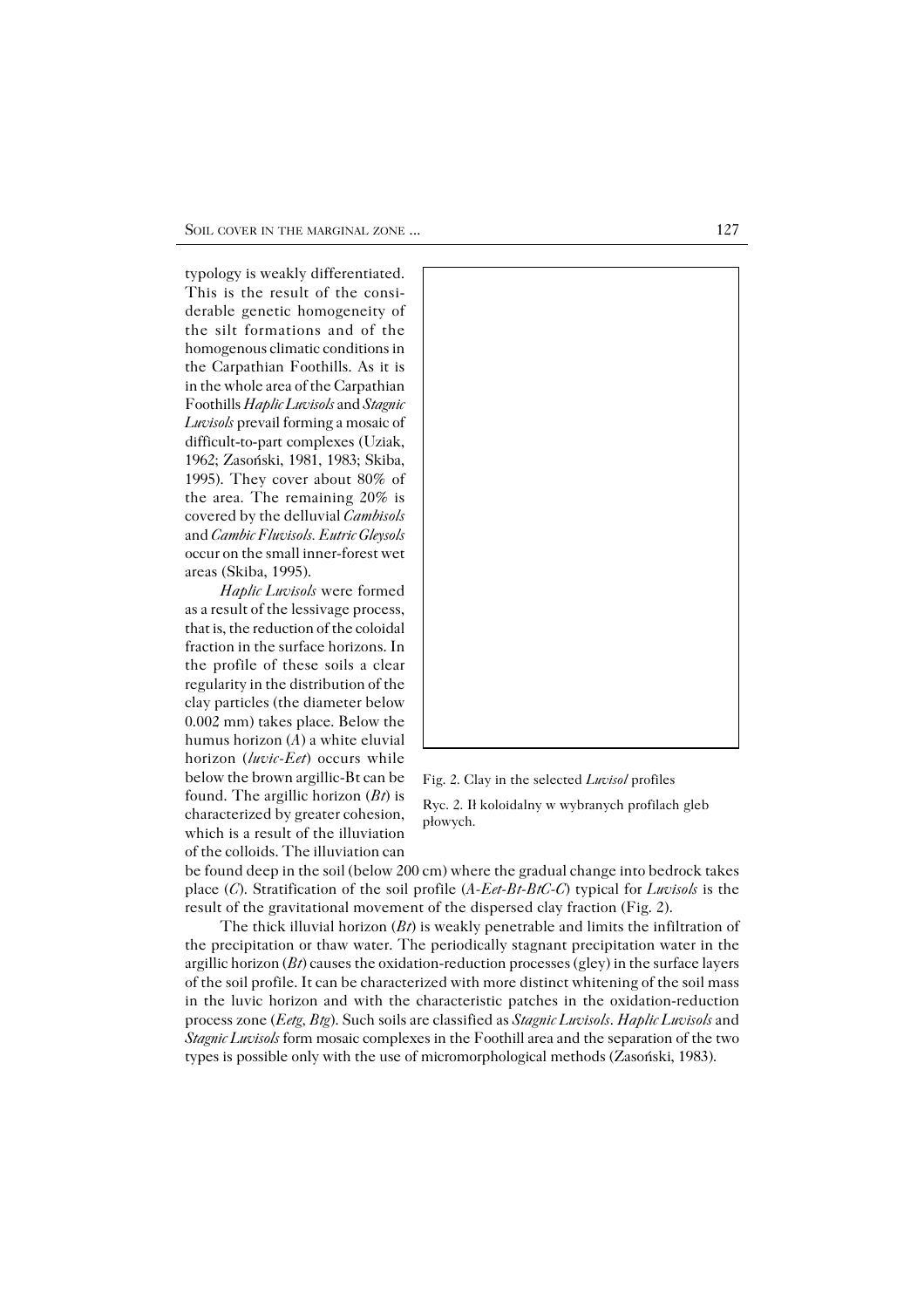typology is weakly differentiated. This is the result of the considerable genetic homogeneity of the silt formations and of the homogenous climatic conditions in the Carpathian Foothills. As it is in the whole area of the Carpathian Foothills *Haplic Luvisols* and *Stagnic Luvisols* prevail forming a mosaic of difficult-to-part complexes (Uziak, 1962; Zasoński, 1981, 1983; Skiba, 1995). They cover about 80% of the area. The remaining 20% is covered by the delluvial *Cambisols* and *Cambic Fluvisols*. *Eutric Gleysols* occur on the small inner-forest wet areas (Skiba, 1995).

*Haplic Luvisols* were formed as a result of the lessivage process, that is, the reduction of the coloidal fraction in the surface horizons. In the profile of these soils a clear regularity in the distribution of the clay particles (the diameter below 0.002 mm) takes place. Below the humus horizon (*A*) a white eluvial horizon (*luvic-Eet*) occurs while below the brown argillic-Bt can be found. The argillic horizon (*Bt*) is characterized by greater cohesion, which is a result of the illuviation of the colloids. The illuviation can be found deep in the soil (below 200 cm) where the gradual change into bedrock takes place (*C*). Stratification of the soil profile (*A-Eet-Bt-BtC-C*) typical for *Luvisols* is the result of the gravitational movement of the dispersed clay fraction (Fig. 2).

Fig. 2. Clay in the selected *Luvisol* profiles

Ryc. 2. Ił koloidalny w wybranych profilach gleb płowych.

The thick illuvial horizon (*Bt*) is weakly penetrable and limits the infiltration of the precipitation or thaw water. The periodically stagnant precipitation water in the argillic horizon (*Bt*) causes the oxidation-reduction processes (gley) in the surface layers of the soil profile. It can be characterized with more distinct whitening of the soil mass in the luvic horizon and with the characteristic patches in the oxidation-reduction process zone (*Eetg, Btg*). Such soils are classified as *Stagnic Luvisols*. *Haplic Luvisols* and *Stagnic Luvisols* form mosaic complexes in the Foothill area and the separation of the two types is possible only with the use of micromorphological methods (Zasoński, 1983).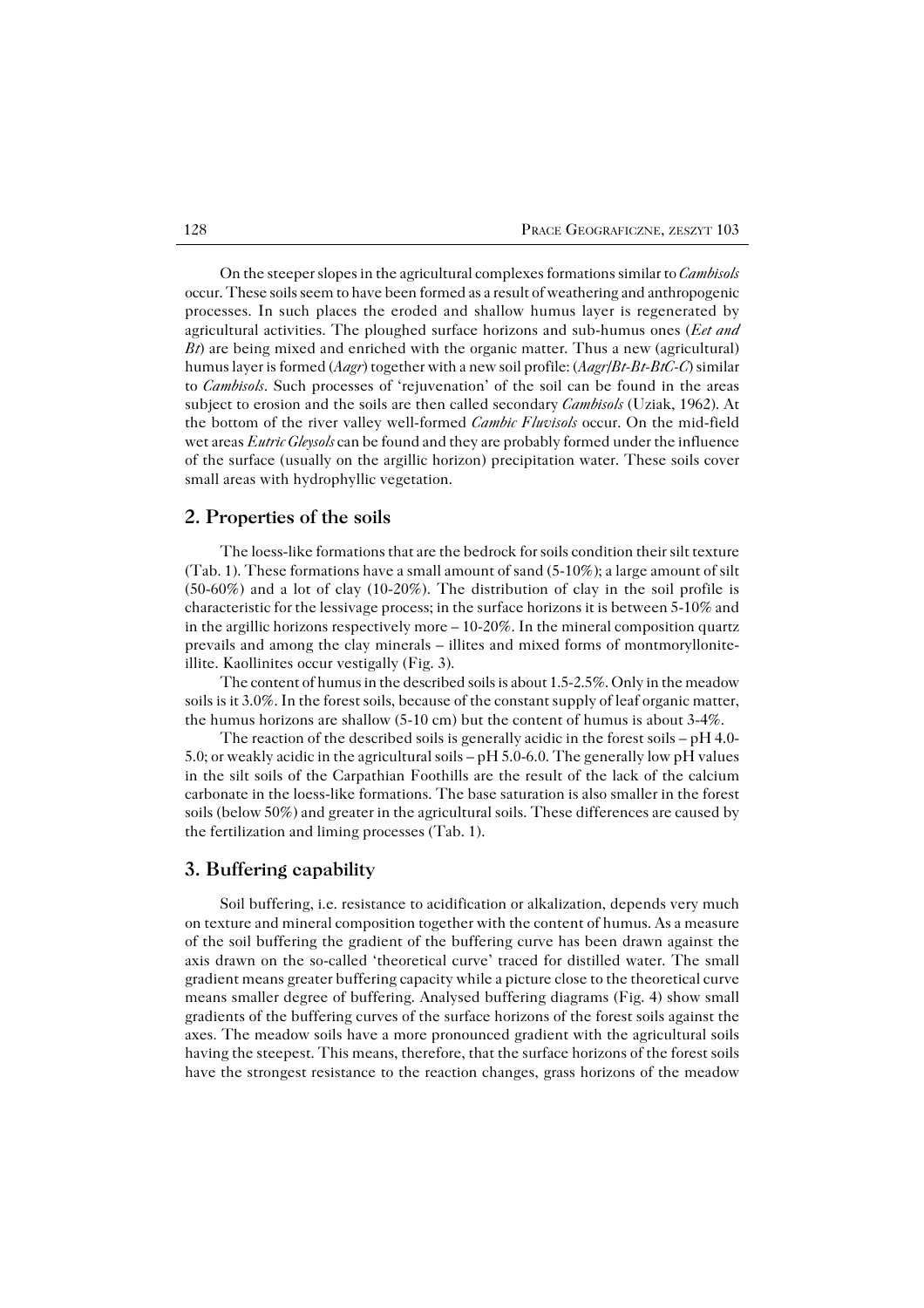On the steeper slopes in the agricultural complexes formations similar to *Cambisols* occur. These soils seem to have been formed as a result of weathering and anthropogenic processes. In such places the eroded and shallow humus layer is regenerated by agricultural activities. The ploughed surface horizons and sub-humus ones (*Eet and Bt*) are being mixed and enriched with the organic matter. Thus a new (agricultural) humus layer is formed (*Aagr*) together with a new soil profile: (*Aagr/Bt-Bt-BtC-C*) similar to *Cambisols*. Such processes of 'rejuvenation' of the soil can be found in the areas subject to erosion and the soils are then called secondary *Cambisols* (Uziak, 1962). At the bottom of the river valley well-formed *Cambic Fluvisols* occur. On the mid-field wet areas *Eutric Gleysols* can be found and they are probably formed under the influence of the surface (usually on the argillic horizon) precipitation water. These soils cover small areas with hydrophyllic vegetation.

## 2. Properties of the soils

The loess-like formations that are the bedrock for soils condition their silt texture (Tab. 1). These formations have a small amount of sand (5-10%); a large amount of silt (50-60%) and a lot of clay (10-20%). The distribution of clay in the soil profile is characteristic for the lessivage process; in the surface horizons it is between 5-10% and in the argillic horizons respectively more – 10-20%. In the mineral composition quartz prevails and among the clay minerals – illites and mixed forms of montmoryllonite-illite. Kaollinites occur vestigally (Fig. 3).

The content of humus in the described soils is about 1.5-2.5%. Only in the meadow soils is it 3.0%. In the forest soils, because of the constant supply of leaf organic matter, the humus horizons are shallow (5-10 cm) but the content of humus is about 3-4%.

The reaction of the described soils is generally acidic in the forest soils – pH 4.0-5.0; or weakly acidic in the agricultural soils – pH 5.0-6.0. The generally low pH values in the silt soils of the Carpathian Foothills are the result of the lack of the calcium carbonate in the loess-like formations. The base saturation is also smaller in the forest soils (below 50%) and greater in the agricultural soils. These differences are caused by the fertilization and liming processes (Tab. 1).

## 3. Buffering capability

Soil buffering, i.e. resistance to acidification or alkalization, depends very much on texture and mineral composition together with the content of humus. As a measure of the soil buffering the gradient of the buffering curve has been drawn against the axis drawn on the so-called 'theoretical curve' traced for distilled water. The small gradient means greater buffering capacity while a picture close to the theoretical curve means smaller degree of buffering. Analysed buffering diagrams (Fig. 4) show small gradients of the buffering curves of the surface horizons of the forest soils against the axes. The meadow soils have a more pronounced gradient with the agricultural soils having the steepest. This means, therefore, that the surface horizons of the forest soils have the strongest resistance to the reaction changes, grass horizons of the meadow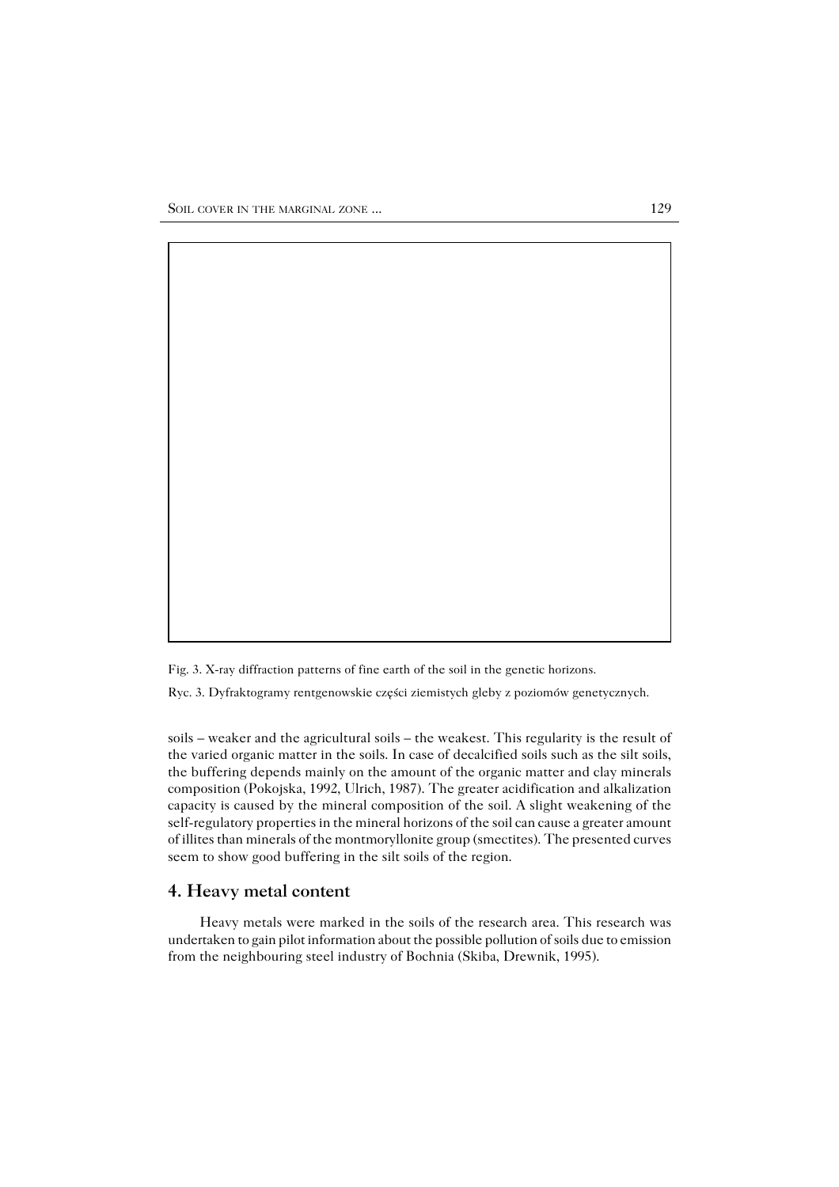Fig. 3. X-ray diffraction patterns of fine earth of the soil in the genetic horizons.

Ryc. 3. Dyfraktogramy rentgenowskie części ziemistych gleby z poziomów genetycznych.

soils – weaker and the agricultural soils – the weakest. This regularity is the result of the varied organic matter in the soils. In case of decalcified soils such as the silt soils, the buffering depends mainly on the amount of the organic matter and clay minerals composition (Pokojska, 1992, Ulrich, 1987). The greater acidification and alkalization capacity is caused by the mineral composition of the soil. A slight weakening of the self-regulatory properties in the mineral horizons of the soil can cause a greater amount of illites than minerals of the montmoryllonite group (smectites). The presented curves seem to show good buffering in the silt soils of the region.

## 4. Heavy metal content

Heavy metals were marked in the soils of the research area. This research was undertaken to gain pilot information about the possible pollution of soils due to emission from the neighbouring steel industry of Bochnia (Skiba, Drewnik, 1995).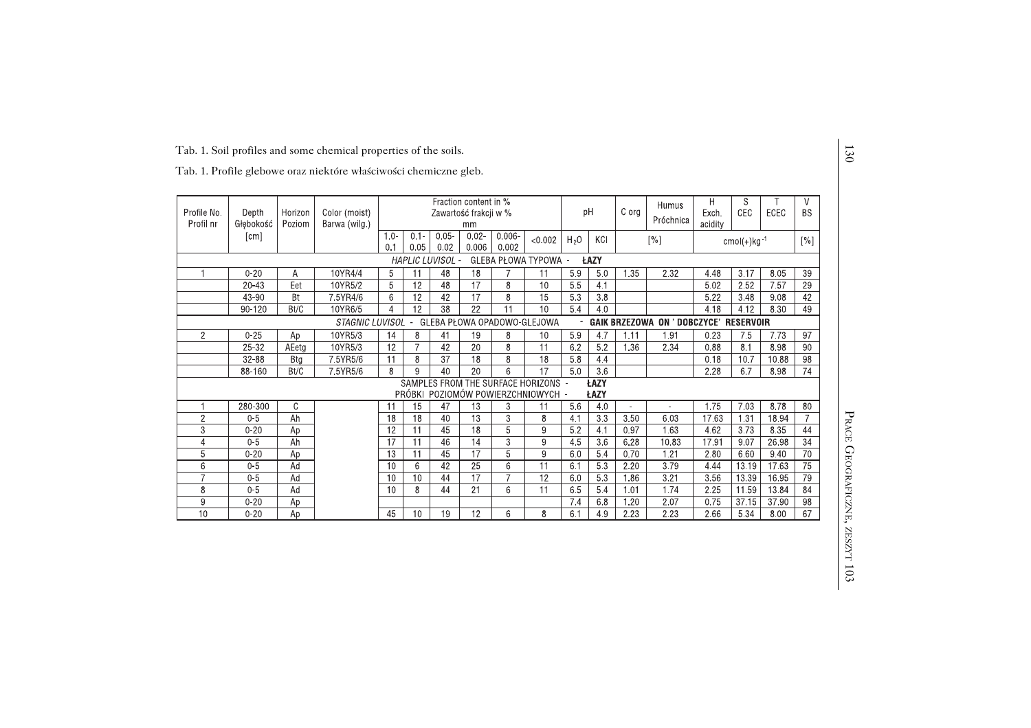Tab. 1. Soil profiles and some chemical properties of the soils.

Tab. 1. Profile glebowe oraz niektóre właściwości chemiczne gleb.

| Profile No. Profil nr | Depth Głębokość [cm] | Horizon Poziom | Color (moist) Barwa (wilg.) | Fraction content in % Zawartość frakcji w % mm | | | | | | pH | | C org | Humus Próchnica | H Exch. acidity | S CEC | T ECEC | V BS |
|---|---|---|---|---|---|---|---|---|---|---|---|---|---|---|---|---|---|
| | | | | 1.0-0.1 | 0.1-0.05 | 0.05-0.02 | 0.02-0.006 | 0.006-0.002 | <0.002 | $H_2O$ | KCl | [%] | | $cmol(+)kg^{-1}$ | | | [%] |
| *HAPLIC LUVISOL* - GLEBA PŁOWA TYPOWA - **ŁAZY** | | | | | | | | | | | | | | | | | |
| 1 | 0-20 | A | 10YR4/4 | 5 | 11 | 48 | 18 | 7 | 11 | 5.9 | 5.0 | 1.35 | 2.32 | 4.48 | 3.17 | 8.05 | 39 |
| | 20-43 | Eet | 10YR5/2 | 5 | 12 | 48 | 17 | 8 | 10 | 5.5 | 4.1 | | | 5.02 | 2.52 | 7.57 | 29 |
| | 43-90 | Bt | 7.5YR4/6 | 6 | 12 | 42 | 17 | 8 | 15 | 5.3 | 3.8 | | | 5.22 | 3.48 | 9.08 | 42 |
| | 90-120 | Bt/C | 10YR6/5 | 4 | 12 | 38 | 22 | 11 | 10 | 5.4 | 4.0 | | | 4.18 | 4.12 | 8.30 | 49 |
| *STAGNIC LUVISOL* - GLEBA PŁOWA OPADOWO-GLEJOWA - **GAIK BRZEZOWA ON ' DOBCZYCE' RESERVOIR** | | | | | | | | | | | | | | | | | |
| 2 | 0-25 | Ap | 10YR5/3 | 14 | 8 | 41 | 19 | 8 | 10 | 5.9 | 4.7 | 1.11 | 1.91 | 0.23 | 7.5 | 7.73 | 97 |
| | 25-32 | AEetg | 10YR5/3 | 12 | 7 | 42 | 20 | 8 | 11 | 6.2 | 5.2 | 1.36 | 2.34 | 0.88 | 8.1 | 8.98 | 90 |
| | 32-88 | Btg | 7.5YR5/6 | 11 | 8 | 37 | 18 | 8 | 18 | 5.8 | 4.4 | | | 0.18 | 10.7 | 10.88 | 98 |
| | 88-160 | Bt/C | 7.5YR5/6 | 8 | 9 | 40 | 20 | 6 | 17 | 5.0 | 3.6 | | | 2.28 | 6.7 | 8.98 | 74 |
| SAMPLES FROM THE SURFACE HORIZONS - **ŁAZY** PRÓBKI POZIOMÓW POWIERZCHNIOWYCH - **ŁAZY** | | | | | | | | | | | | | | | | | |
| 1 | 280-300 | C | | 11 | 15 | 47 | 13 | 3 | 11 | 5.6 | 4.0 | - | - | 1.75 | 7.03 | 8.78 | 80 |
| 2 | 0-5 | Ah | | 18 | 18 | 40 | 13 | 3 | 8 | 4.1 | 3.3 | 3.50 | 6.03 | 17.63 | 1.31 | 18.94 | 7 |
| 3 | 0-20 | Ap | | 12 | 11 | 45 | 18 | 5 | 9 | 5.2 | 4.1 | 0.97 | 1.63 | 4.62 | 3.73 | 8.35 | 44 |
| 4 | 0-5 | Ah | | 17 | 11 | 46 | 14 | 3 | 9 | 4.5 | 3.6 | 6.28 | 10.83 | 17.91 | 9.07 | 26.98 | 34 |
| 5 | 0-20 | Ap | | 13 | 11 | 45 | 17 | 5 | 9 | 6.0 | 5.4 | 0.70 | 1.21 | 2.80 | 6.60 | 9.40 | 70 |
| 6 | 0-5 | Ad | | 10 | 6 | 42 | 25 | 6 | 11 | 6.1 | 5.3 | 2.20 | 3.79 | 4.44 | 13.19 | 17.63 | 75 |
| 7 | 0-5 | Ad | | 10 | 10 | 44 | 17 | 7 | 12 | 6.0 | 5.3 | 1.86 | 3.21 | 3.56 | 13.39 | 16.95 | 79 |
| 8 | 0-5 | Ad | | 10 | 8 | 44 | 21 | 6 | 11 | 6.5 | 5.4 | 1.01 | 1.74 | 2.25 | 11.59 | 13.84 | 84 |
| 9 | 0-20 | Ap | | | | | | | | 7.4 | 6.8 | 1.20 | 2.07 | 0.75 | 37.15 | 37.90 | 98 |
| 10 | 0-20 | Ap | | 45 | 10 | 19 | 12 | 6 | 8 | 6.1 | 4.9 | 2.23 | 2.23 | 2.66 | 5.34 | 8.00 | 67 |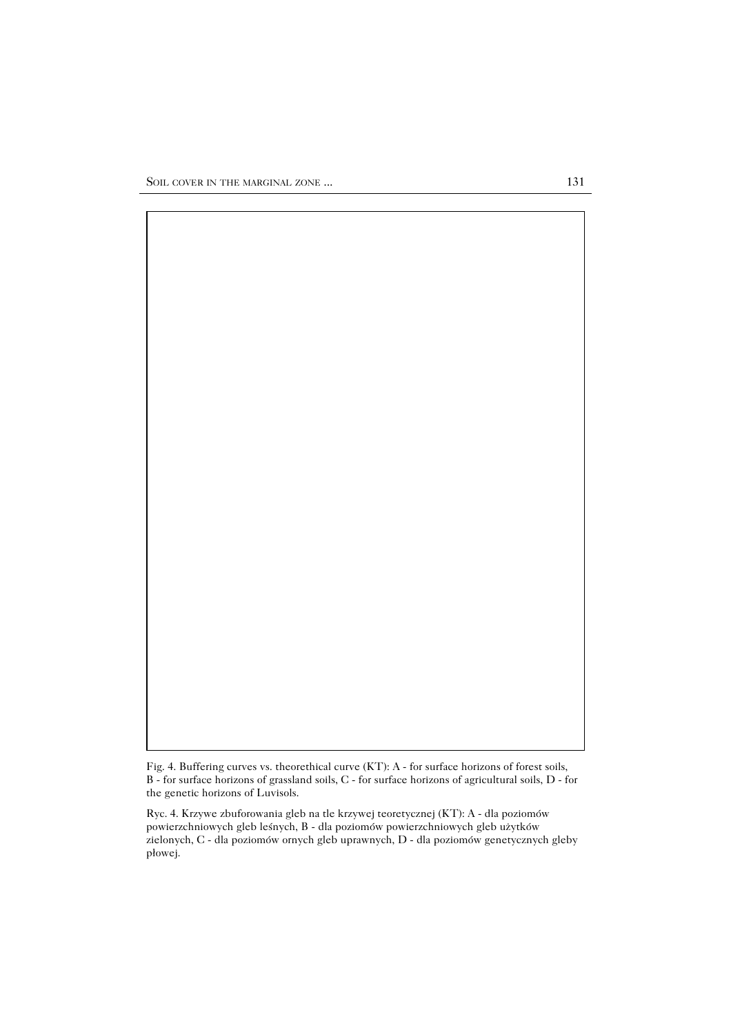Fig. 4. Buffering curves vs. theorethical curve (KT): A - for surface horizons of forest soils, B - for surface horizons of grassland soils, C - for surface horizons of agricultural soils, D - for the genetic horizons of Luvisols.

Ryc. 4. Krzywe zbuforowania gleb na tle krzywej teoretycznej (KT): A - dla poziomów powierzchniowych gleb leśnych, B - dla poziomów powierzchniowych gleb użytków zielonych, C - dla poziomów ornych gleb uprawnych, D - dla poziomów genetycznych gleby płowej.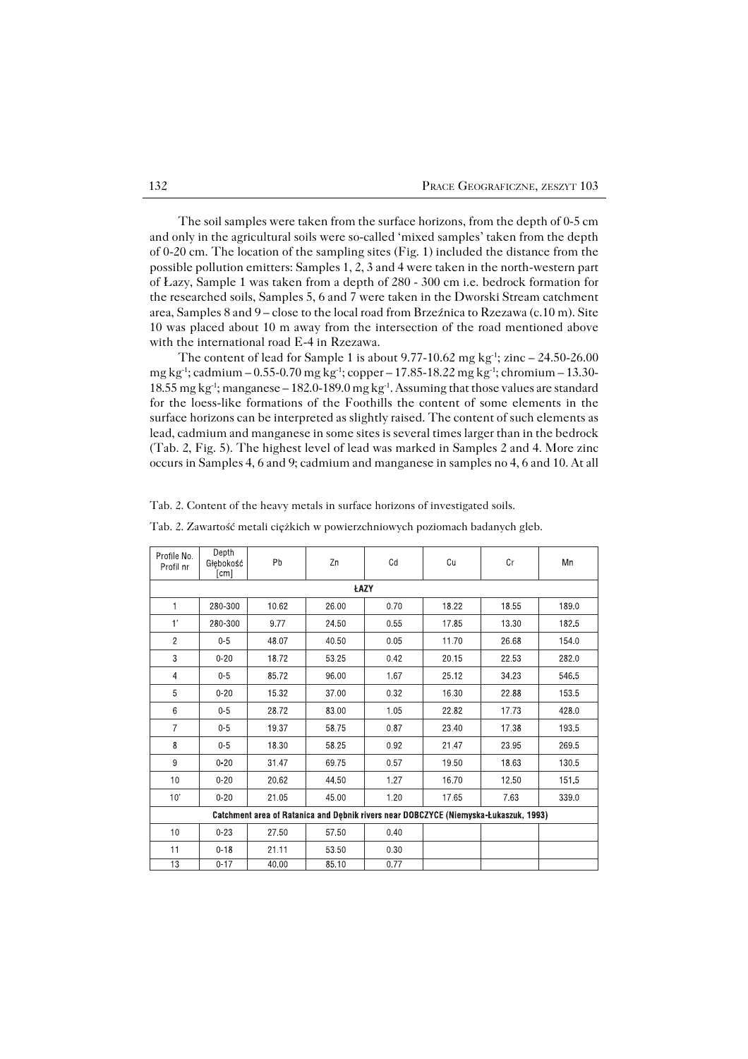The soil samples were taken from the surface horizons, from the depth of 0-5 cm and only in the agricultural soils were so-called 'mixed samples' taken from the depth of 0-20 cm. The location of the sampling sites (Fig. 1) included the distance from the possible pollution emitters: Samples 1, 2, 3 and 4 were taken in the north-western part of Łazy, Sample 1 was taken from a depth of 280 - 300 cm i.e. bedrock formation for the researched soils, Samples 5, 6 and 7 were taken in the Dworski Stream catchment area, Samples 8 and 9 – close to the local road from Brzeźnica to Rzezawa (c.10 m). Site 10 was placed about 10 m away from the intersection of the road mentioned above with the international road E-4 in Rzezawa.

The content of lead for Sample 1 is about 9.77-10.62 mg $kg^{-1}$; zinc – 24.50-26.00 mg $kg^{-1}$; cadmium – 0.55-0.70 mg $kg^{-1}$; copper – 17.85-18.22 mg $kg^{-1}$; chromium – 13.30-18.55 mg $kg^{-1}$; manganese – 182.0-189.0 mg $kg^{-1}$. Assuming that those values are standard for the loess-like formations of the Foothills the content of some elements in the surface horizons can be interpreted as slightly raised. The content of such elements as lead, cadmium and manganese in some sites is several times larger than in the bedrock (Tab. 2, Fig. 5). The highest level of lead was marked in Samples 2 and 4. More zinc occurs in Samples 4, 6 and 9; cadmium and manganese in samples no 4, 6 and 10. At all

Tab. 2. Content of the heavy metals in surface horizons of investigated soils.

Tab. 2. Zawartość metali ciężkich w powierzchniowych poziomach badanych gleb.

| Profile No. Profil nr | Depth Głębokość [cm] | Pb | Zn | Cd | Cu | Cr | Mn |
|---|---|---|---|---|---|---|---|
| **ŁAZY** | | | | | | | |
| 1 | 280-300 | 10.62 | 26.00 | 0.70 | 18.22 | 18.55 | 189.0 |
| 1' | 280-300 | 9.77 | 24.50 | 0.55 | 17.85 | 13.30 | 182.5 |
| 2 | 0-5 | 48.07 | 40.50 | 0.05 | 11.70 | 26.68 | 154.0 |
| 3 | 0-20 | 18.72 | 53.25 | 0.42 | 20.15 | 22.53 | 282.0 |
| 4 | 0-5 | 85.72 | 96.00 | 1.67 | 25.12 | 34.23 | 546.5 |
| 5 | 0-20 | 15.32 | 37.00 | 0.32 | 16.30 | 22.88 | 153.5 |
| 6 | 0-5 | 28.72 | 83.00 | 1.05 | 22.82 | 17.73 | 428.0 |
| 7 | 0-5 | 19.37 | 58.75 | 0.87 | 23.40 | 17.38 | 193.5 |
| 8 | 0-5 | 18.30 | 58.25 | 0.92 | 21.47 | 23.95 | 269.5 |
| 9 | 0-20 | 31.47 | 69.75 | 0.57 | 19.50 | 18.63 | 130.5 |
| 10 | 0-20 | 20.62 | 44.50 | 1.27 | 16.70 | 12.50 | 151.5 |
| 10' | 0-20 | 21.05 | 45.00 | 1.20 | 17.65 | 7.63 | 339.0 |
| **Catchment area of Ratanica and Dębnik rivers near DOBCZYCE (Niemyska-Łukaszuk, 1993)** | | | | | | | |
| 10 | 0-23 | 27.50 | 57.50 | 0.40 | | | |
| 11 | 0-18 | 21.11 | 53.50 | 0.30 | | | |
| 13 | 0-17 | 40.00 | 85.10 | 0.77 | | | |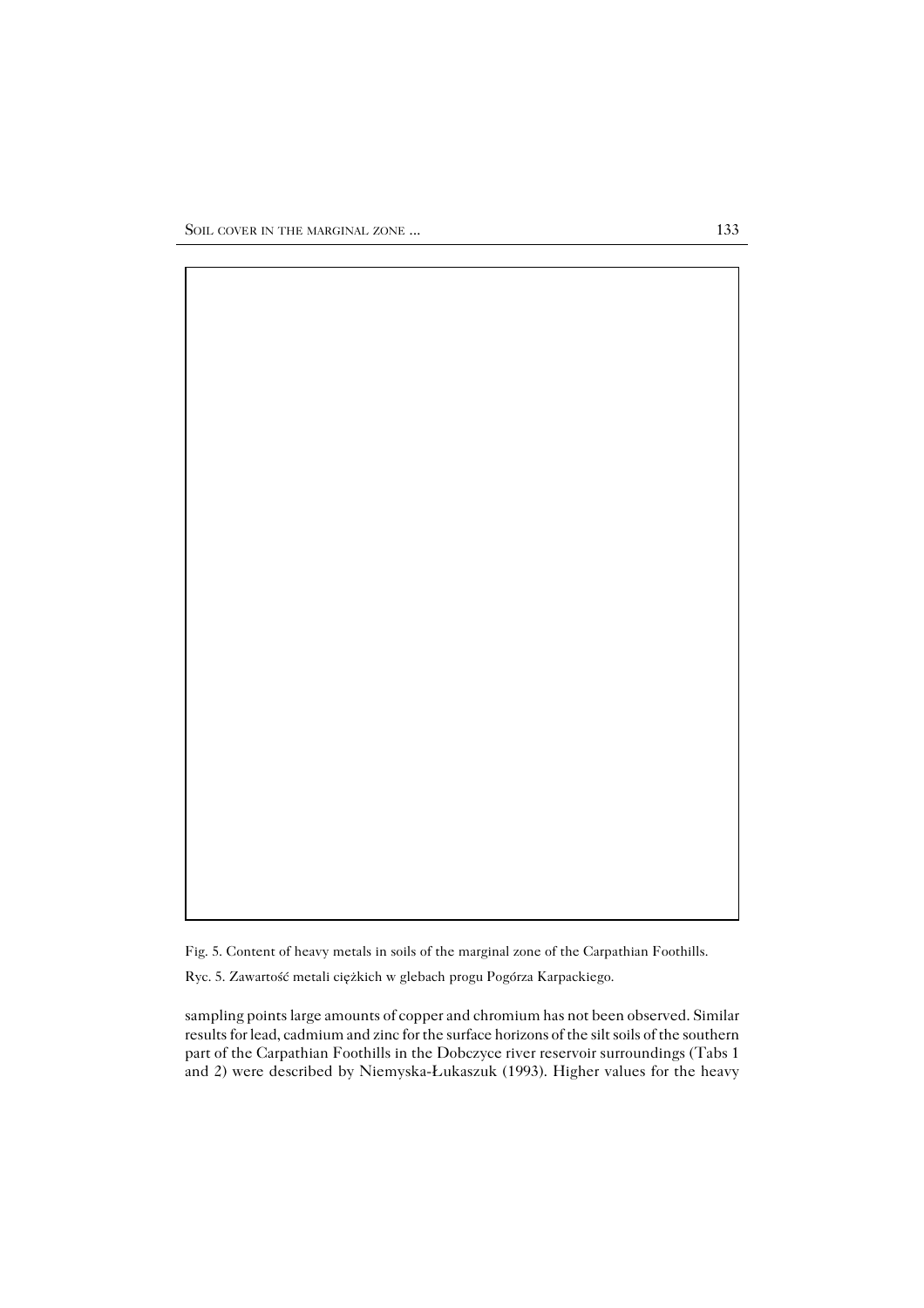Fig. 5. Content of heavy metals in soils of the marginal zone of the Carpathian Foothills.

Ryc. 5. Zawartość metali ciężkich w glebach progu Pogórza Karpackiego.

sampling points large amounts of copper and chromium has not been observed. Similar results for lead, cadmium and zinc for the surface horizons of the silt soils of the southern part of the Carpathian Foothills in the Dobczyce river reservoir surroundings (Tabs 1 and 2) were described by Niemyska-Łukaszuk (1993). Higher values for the heavy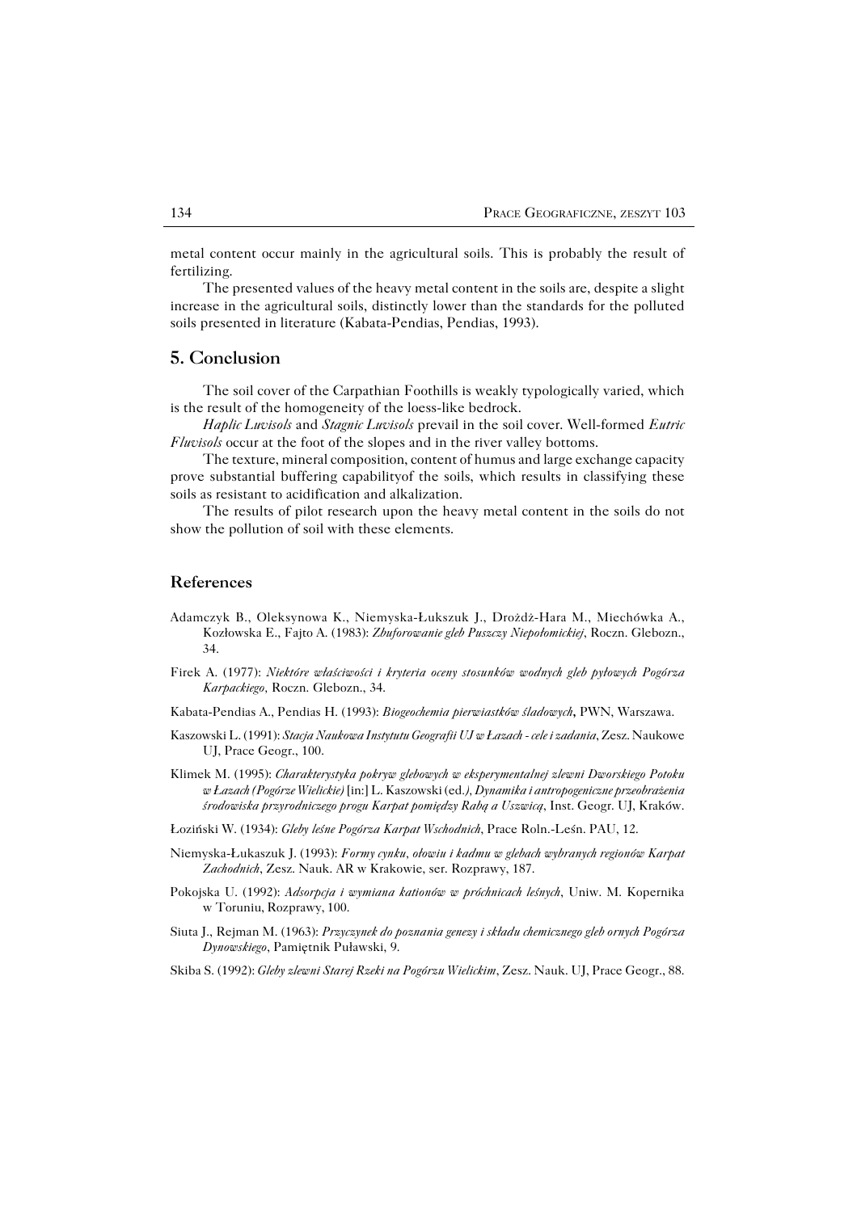metal content occur mainly in the agricultural soils. This is probably the result of fertilizing.

The presented values of the heavy metal content in the soils are, despite a slight increase in the agricultural soils, distinctly lower than the standards for the polluted soils presented in literature (Kabata-Pendias, Pendias, 1993).

## 5. Conclusion

The soil cover of the Carpathian Foothills is weakly typologically varied, which is the result of the homogeneity of the loess-like bedrock.

*Haplic Luvisols* and *Stagnic Luvisols* prevail in the soil cover. Well-formed *Eutric Fluvisols* occur at the foot of the slopes and in the river valley bottoms.

The texture, mineral composition, content of humus and large exchange capacity prove substantial buffering capabilityof the soils, which results in classifying these soils as resistant to acidification and alkalization.

The results of pilot research upon the heavy metal content in the soils do not show the pollution of soil with these elements.

## References

Adamczyk B., Oleksynowa K., Niemyska-Łukszuk J., Drożdż-Hara M., Miechówka A., Kozłowska E., Fajto A. (1983): *Zbuforowanie gleb Puszczy Niepołomickiej*, Roczn. Glebozn., 34.

Firek A. (1977): *Niektóre właściwości i kryteria oceny stosunków wodnych gleb pyłowych Pogórza Karpackiego*, Roczn. Glebozn., 34.

Kabata-Pendias A., Pendias H. (1993): *Biogeochemia pierwiastków śladowych*, PWN, Warszawa.

Kaszowski L. (1991): *Stacja Naukowa Instytutu Geografii UJ w Łazach - cele i zadania*, Zesz. Naukowe UJ, Prace Geogr., 100.

Klimek M. (1995): *Charakterystyka pokryw glebowych w eksperymentalnej zlewni Dworskiego Potoku w Łazach (Pogórze Wielickie)* [in:] L. Kaszowski (ed.*), Dynamika i antropogeniczne przeobrażenia środowiska przyrodniczego progu Karpat pomiędzy Rabą a Uszwicą*, Inst. Geogr. UJ, Kraków.

Łoziński W. (1934): *Gleby leśne Pogórza Karpat Wschodnich*, Prace Roln.-Leśn. PAU, 12.

Niemyska-Łukaszuk J. (1993): *Formy cynku, ołowiu i kadmu w glebach wybranych regionów Karpat Zachodnich*, Zesz. Nauk. AR w Krakowie, ser. Rozprawy, 187.

Pokojska U. (1992): *Adsorpcja i wymiana kationów w próchnicach leśnych*, Uniw. M. Kopernika w Toruniu, Rozprawy, 100.

Siuta J., Rejman M. (1963): *Przyczynek do poznania genezy i składu chemicznego gleb ornych Pogórza Dynowskiego*, Pamiętnik Puławski, 9.

Skiba S. (1992): *Gleby zlewni Starej Rzeki na Pogórzu Wielickim*, Zesz. Nauk. UJ, Prace Geogr., 88.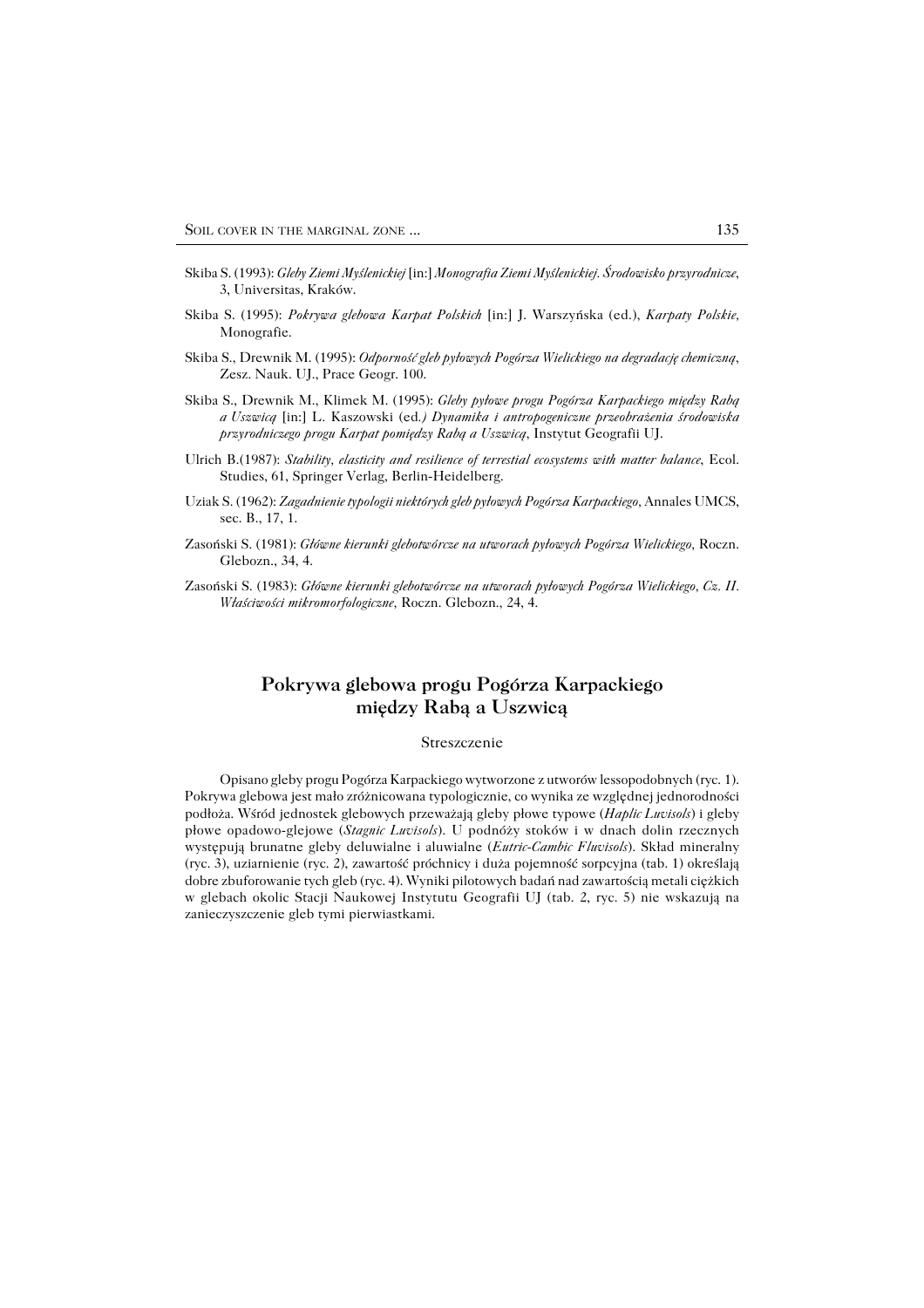Skiba S. (1993): *Gleby Ziemi Myślenickiej* [in:] *Monografia Ziemi Myślenickiej. Środowisko przyrodnicze*, 3, Universitas, Kraków.

Skiba S. (1995): *Pokrywa glebowa Karpat Polskich* [in:] J. Warszyńska (ed.), *Karpaty Polskie*, Monografie.

Skiba S., Drewnik M. (1995): *Odporność gleb pyłowych Pogórza Wielickiego na degradację chemiczną*, Zesz. Nauk. UJ., Prace Geogr. 100.

Skiba S., Drewnik M., Klimek M. (1995): *Gleby pyłowe progu Pogórza Karpackiego między Rabą a Uszwicą* [in:] L. Kaszowski (ed.*) Dynamika i antropogeniczne przeobrażenia środowiska przyrodniczego progu Karpat pomiędzy Rabą a Uszwicą*, Instytut Geografii UJ.

Ulrich B.(1987): *Stability, elasticity and resilience of terrestial ecosystems with matter balance*, Ecol. Studies, 61, Springer Verlag, Berlin-Heidelberg.

Uziak S. (1962): *Zagadnienie typologii niektórych gleb pyłowych Pogórza Karpackiego*, Annales UMCS, sec. B., 17, 1.

Zasoński S. (1981): *Główne kierunki glebotwórcze na utworach pyłowych Pogórza Wielickiego*, Roczn. Glebozn., 34, 4.

Zasoński S. (1983): *Główne kierunki glebotwórcze na utworach pyłowych Pogórza Wielickiego, Cz. II. Właściwości mikromorfologiczne*, Roczn. Glebozn., 24, 4.

## Pokrywa glebowa progu Pogórza Karpackiego między Rabą a Uszwicą

### Streszczenie

Opisano gleby progu Pogórza Karpackiego wytworzone z utworów lessopodobnych (ryc. 1). Pokrywa glebowa jest mało zróżnicowana typologicznie, co wynika ze względnej jednorodności podłoża. Wśród jednostek glebowych przeważają gleby płowe typowe (*Haplic Luvisols*) i gleby płowe opadowo-glejowe (*Stagnic Luvisols*). U podnóży stoków i w dnach dolin rzecznych występują brunatne gleby deluwialne i aluwialne (*Eutric-Cambic Fluvisols*). Skład mineralny (ryc. 3), uziarnienie (ryc. 2), zawartość próchnicy i duża pojemność sorpcyjna (tab. 1) określają dobre zbuforowanie tych gleb (ryc. 4). Wyniki pilotowych badań nad zawartością metali ciężkich w glebach okolic Stacji Naukowej Instytutu Geografii UJ (tab. 2, ryc. 5) nie wskazują na zanieczyszczenie gleb tymi pierwiastkami.